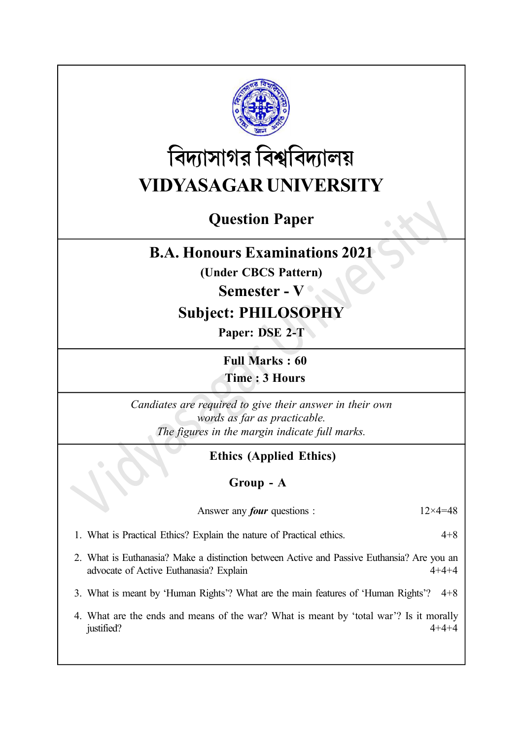# বিদ্যাসাগর বিশ্ববিদ্যালয়

# VIDYASAGAR UNIVERSITY

## Question Paper

## B.A. Honours Examinations 2021

**(Under CBCS Pattern)**

**Semester - V**

**Subject: PHILOSOPHY**

**Paper: DSE 2-T**

**Full Marks : 60**

**Time : 3 Hours**

*Candiates are required to give their answer in their own words as far as practicable.*
*The figures in the margin indicate full marks.*

### Ethics (Applied Ethics)

### Group - A

Answer any ***four*** questions : 12×4=48

1. What is Practical Ethics? Explain the nature of Practical ethics. 4+8

2. What is Euthanasia? Make a distinction between Active and Passive Euthansia? Are you an advocate of Active Euthanasia? Explain 4+4+4

3. What is meant by 'Human Rights'? What are the main features of 'Human Rights'? 4+8

4. What are the ends and means of the war? What is meant by 'total war'? Is it morally justified? 4+4+4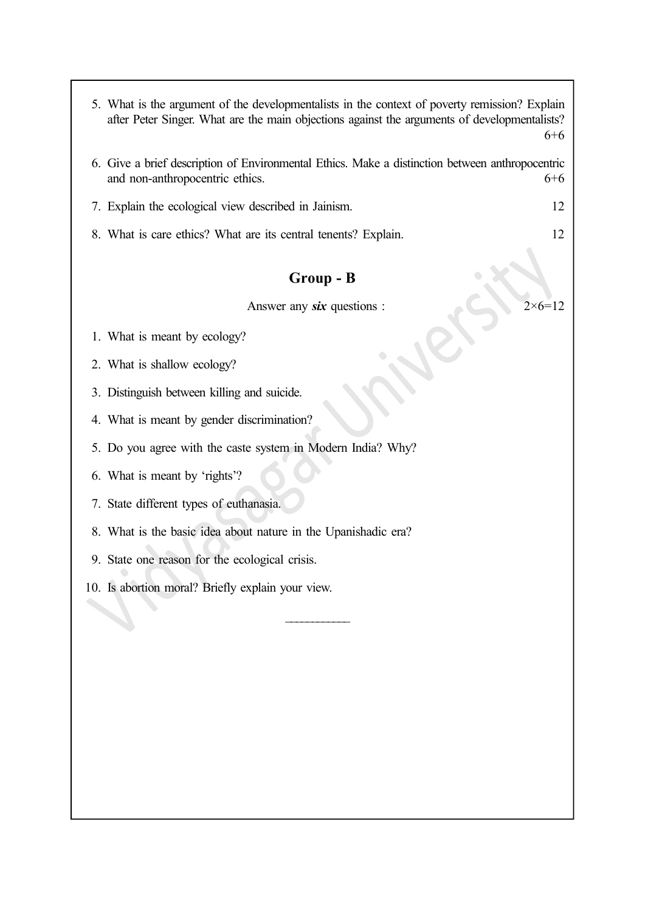5. What is the argument of the developmentalists in the context of poverty remission? Explain after Peter Singer. What are the main objections against the arguments of developmentalists? 6+6

6. Give a brief description of Environmental Ethics. Make a distinction between anthropocentric and non-anthropocentric ethics. 6+6

7. Explain the ecological view described in Jainism. 12

8. What is care ethics? What are its central tenents? Explain. 12

## Group - B

Answer any ***six*** questions : 2×6=12

1. What is meant by ecology?
2. What is shallow ecology?
3. Distinguish between killing and suicide.
4. What is meant by gender discrimination?
5. Do you agree with the caste system in Modern India? Why?
6. What is meant by 'rights'?
7. State different types of euthanasia.
8. What is the basic idea about nature in the Upanishadic era?
9. State one reason for the ecological crisis.
10. Is abortion moral? Briefly explain your view.

———————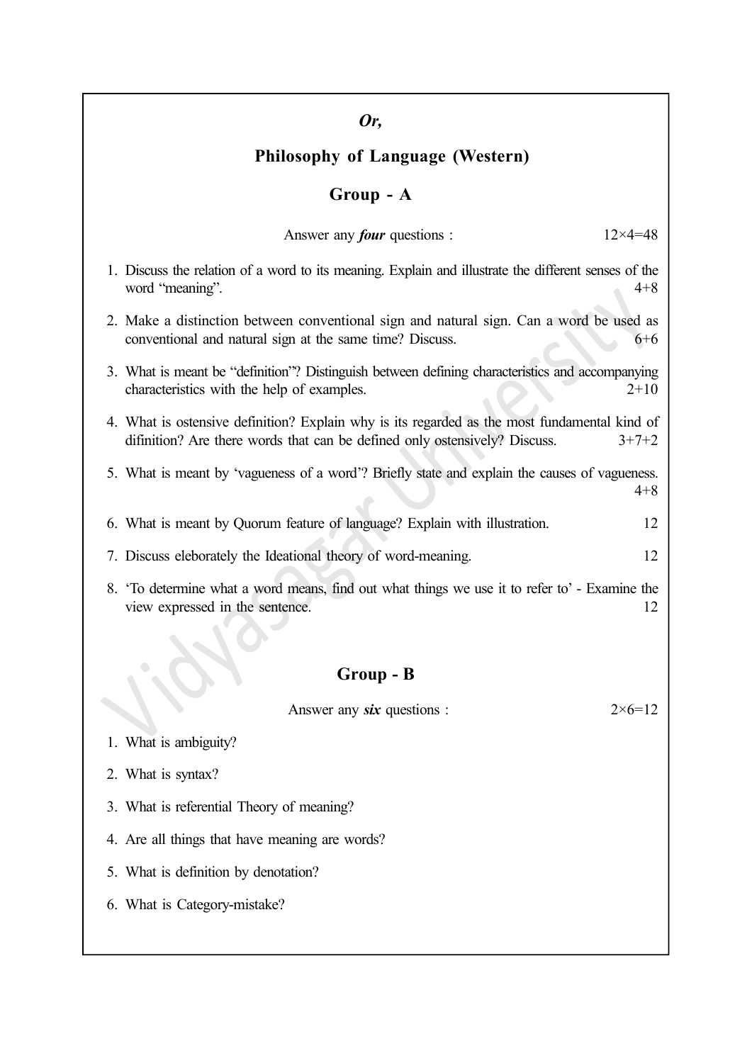*Or,*

## Philosophy of Language (Western)

### Group - A

Answer any ***four*** questions : 12×4=48

1. Discuss the relation of a word to its meaning. Explain and illustrate the different senses of the word “meaning”. 4+8

2. Make a distinction between conventional sign and natural sign. Can a word be used as conventional and natural sign at the same time? Discuss. 6+6

3. What is meant be “definition”? Distinguish between defining characteristics and accompanying characteristics with the help of examples. 2+10

4. What is ostensive definition? Explain why is its regarded as the most fundamental kind of difinition? Are there words that can be defined only ostensively? Discuss. 3+7+2

5. What is meant by ‘vagueness of a word’? Briefly state and explain the causes of vagueness. 4+8

6. What is meant by Quorum feature of language? Explain with illustration. 12

7. Discuss eleborately the Ideational theory of word-meaning. 12

8. ‘To determine what a word means, find out what things we use it to refer to’ - Examine the view expressed in the sentence. 12

### Group - B

Answer any ***six*** questions : 2×6=12

1. What is ambiguity?

2. What is syntax?

3. What is referential Theory of meaning?

4. Are all things that have meaning are words?

5. What is definition by denotation?

6. What is Category-mistake?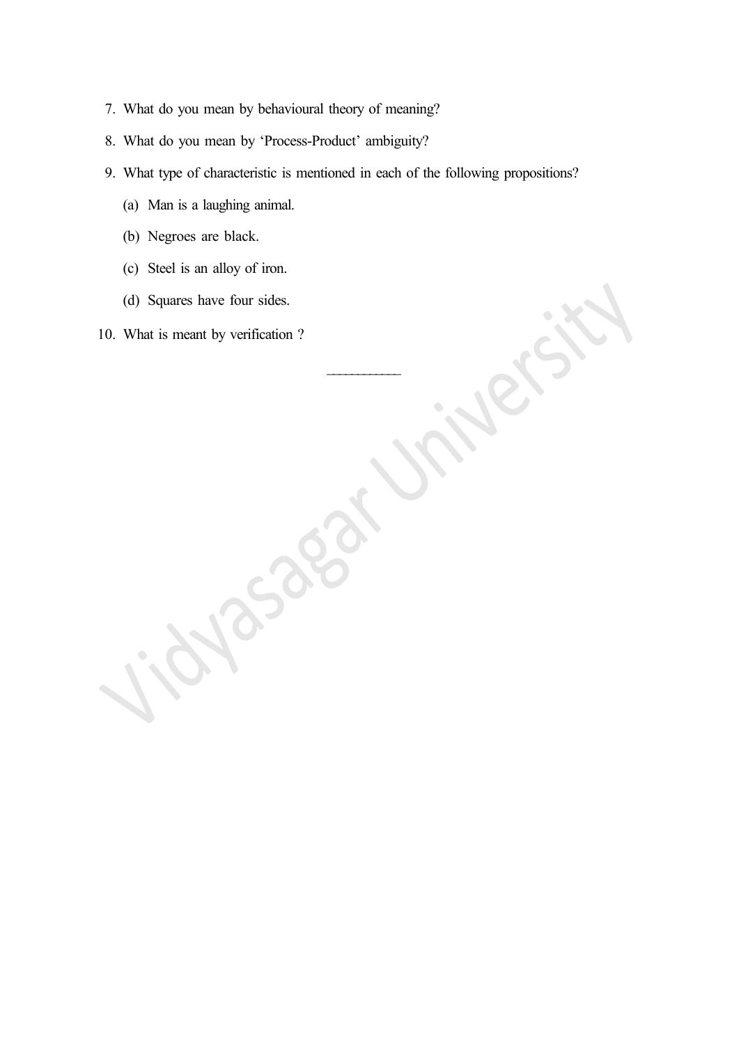7. What do you mean by behavioural theory of meaning?

8. What do you mean by 'Process-Product' ambiguity?

9. What type of characteristic is mentioned in each of the following propositions?

   (a) Man is a laughing animal.

   (b) Negroes are black.

   (c) Steel is an alloy of iron.

   (d) Squares have four sides.

10. What is meant by verification ?

———————